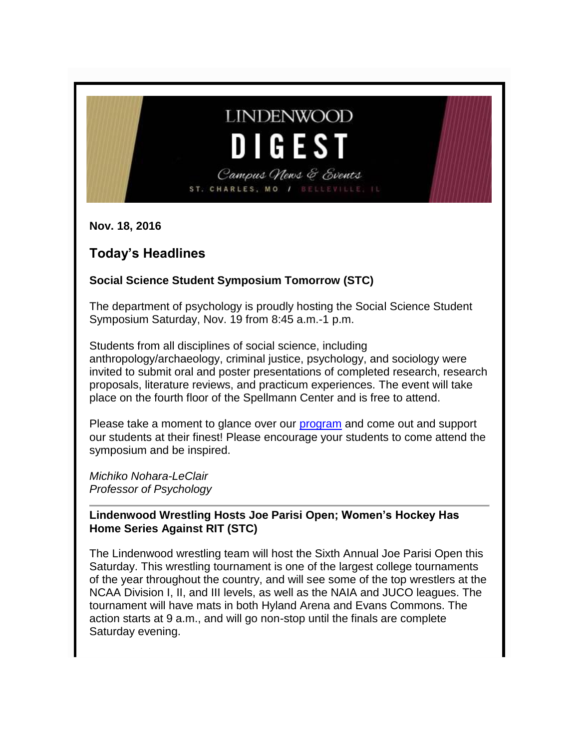# LINDENWOOD DIGEST

*Campus News & Events*

ST. CHARLES, MO / BELLEVILLE, IL

**Nov. 18, 2016**

## Today's Headlines

### Social Science Student Symposium Tomorrow (STC)

The department of psychology is proudly hosting the Social Science Student Symposium Saturday, Nov. 19 from 8:45 a.m.-1 p.m.

Students from all disciplines of social science, including anthropology/archaeology, criminal justice, psychology, and sociology were invited to submit oral and poster presentations of completed research, research proposals, literature reviews, and practicum experiences. The event will take place on the fourth floor of the Spellmann Center and is free to attend.

Please take a moment to glance over our program and come out and support our students at their finest! Please encourage your students to come attend the symposium and be inspired.

*Michiko Nohara-LeClair*
*Professor of Psychology*

---

### Lindenwood Wrestling Hosts Joe Parisi Open; Women's Hockey Has Home Series Against RIT (STC)

The Lindenwood wrestling team will host the Sixth Annual Joe Parisi Open this Saturday. This wrestling tournament is one of the largest college tournaments of the year throughout the country, and will see some of the top wrestlers at the NCAA Division I, II, and III levels, as well as the NAIA and JUCO leagues. The tournament will have mats in both Hyland Arena and Evans Commons. The action starts at 9 a.m., and will go non-stop until the finals are complete Saturday evening.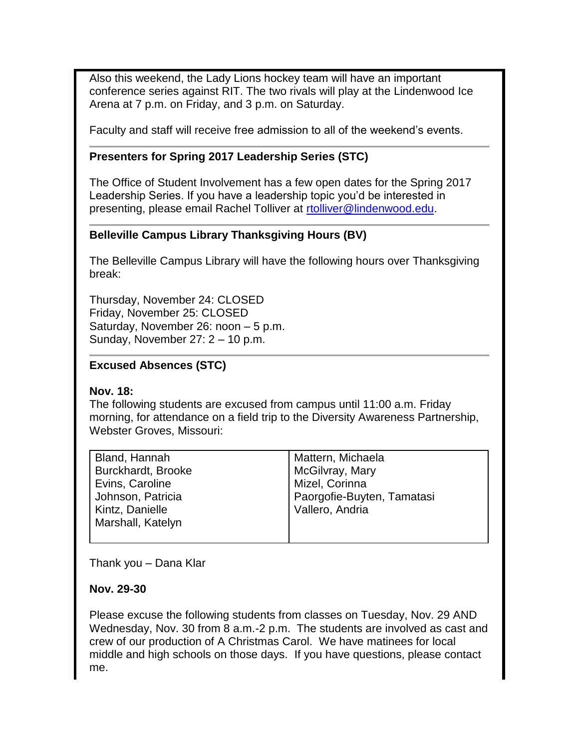Also this weekend, the Lady Lions hockey team will have an important conference series against RIT. The two rivals will play at the Lindenwood Ice Arena at 7 p.m. on Friday, and 3 p.m. on Saturday.

Faculty and staff will receive free admission to all of the weekend's events.

---

**Presenters for Spring 2017 Leadership Series (STC)**

The Office of Student Involvement has a few open dates for the Spring 2017 Leadership Series. If you have a leadership topic you'd be interested in presenting, please email Rachel Tolliver at rtolliver@lindenwood.edu.

---

**Belleville Campus Library Thanksgiving Hours (BV)**

The Belleville Campus Library will have the following hours over Thanksgiving break:

Thursday, November 24: CLOSED
Friday, November 25: CLOSED
Saturday, November 26: noon – 5 p.m.
Sunday, November 27: 2 – 10 p.m.

---

**Excused Absences (STC)**

**Nov. 18:**
The following students are excused from campus until 11:00 a.m. Friday morning, for attendance on a field trip to the Diversity Awareness Partnership, Webster Groves, Missouri:

| | |
|---|---|
| Bland, Hannah | Mattern, Michaela |
| Burckhardt, Brooke | McGilvray, Mary |
| Evins, Caroline | Mizel, Corinna |
| Johnson, Patricia | Paorgofie-Buyten, Tamatasi |
| Kintz, Danielle | Vallero, Andria |
| Marshall, Katelyn | |

Thank you – Dana Klar

**Nov. 29-30**

Please excuse the following students from classes on Tuesday, Nov. 29 AND Wednesday, Nov. 30 from 8 a.m.-2 p.m. The students are involved as cast and crew of our production of A Christmas Carol. We have matinees for local middle and high schools on those days. If you have questions, please contact me.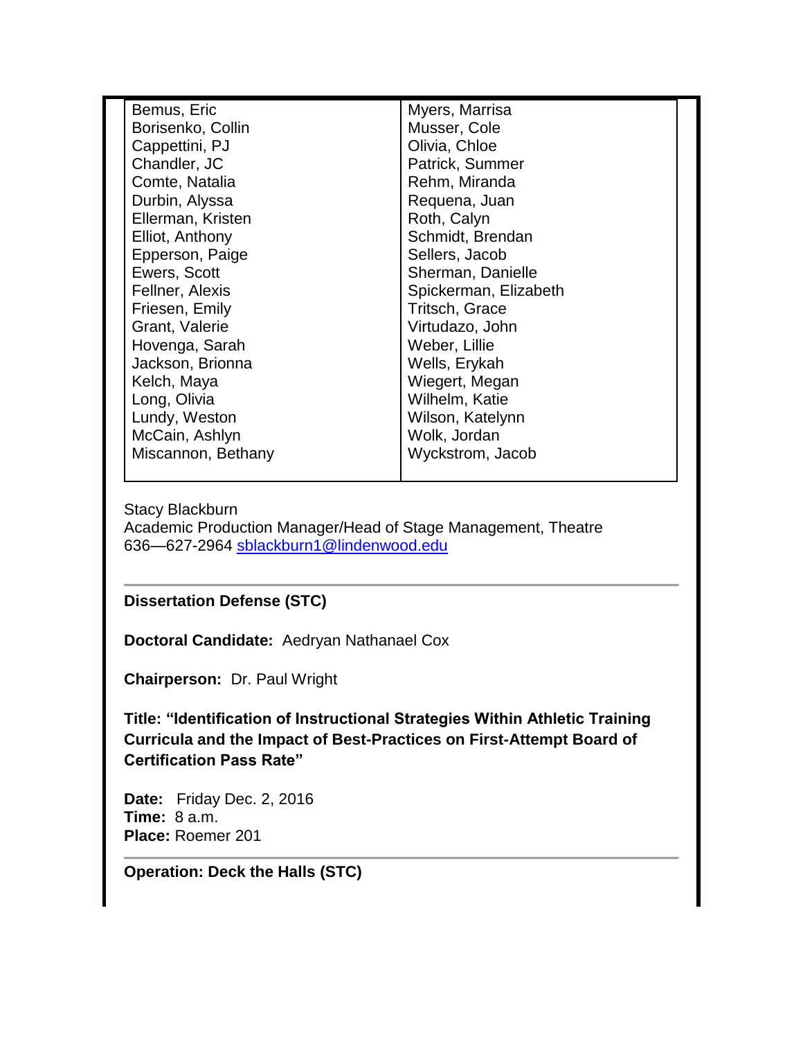| | |
|---|---|
| Bemus, Eric | Myers, Marrisa |
| Borisenko, Collin | Musser, Cole |
| Cappettini, PJ | Olivia, Chloe |
| Chandler, JC | Patrick, Summer |
| Comte, Natalia | Rehm, Miranda |
| Durbin, Alyssa | Requena, Juan |
| Ellerman, Kristen | Roth, Calyn |
| Elliot, Anthony | Schmidt, Brendan |
| Epperson, Paige | Sellers, Jacob |
| Ewers, Scott | Sherman, Danielle |
| Fellner, Alexis | Spickerman, Elizabeth |
| Friesen, Emily | Tritsch, Grace |
| Grant, Valerie | Virtudazo, John |
| Hovenga, Sarah | Weber, Lillie |
| Jackson, Brionna | Wells, Erykah |
| Kelch, Maya | Wiegert, Megan |
| Long, Olivia | Wilhelm, Katie |
| Lundy, Weston | Wilson, Katelynn |
| McCain, Ashlyn | Wolk, Jordan |
| Miscannon, Bethany | Wyckstrom, Jacob |

Stacy Blackburn
Academic Production Manager/Head of Stage Management, Theatre
636—627-2964 sblackburn1@lindenwood.edu

---

**Dissertation Defense (STC)**

**Doctoral Candidate:** Aedryan Nathanael Cox

**Chairperson:** Dr. Paul Wright

**Title: "Identification of Instructional Strategies Within Athletic Training Curricula and the Impact of Best-Practices on First-Attempt Board of Certification Pass Rate"**

**Date:** Friday Dec. 2, 2016
**Time:** 8 a.m.
**Place:** Roemer 201

---

**Operation: Deck the Halls (STC)**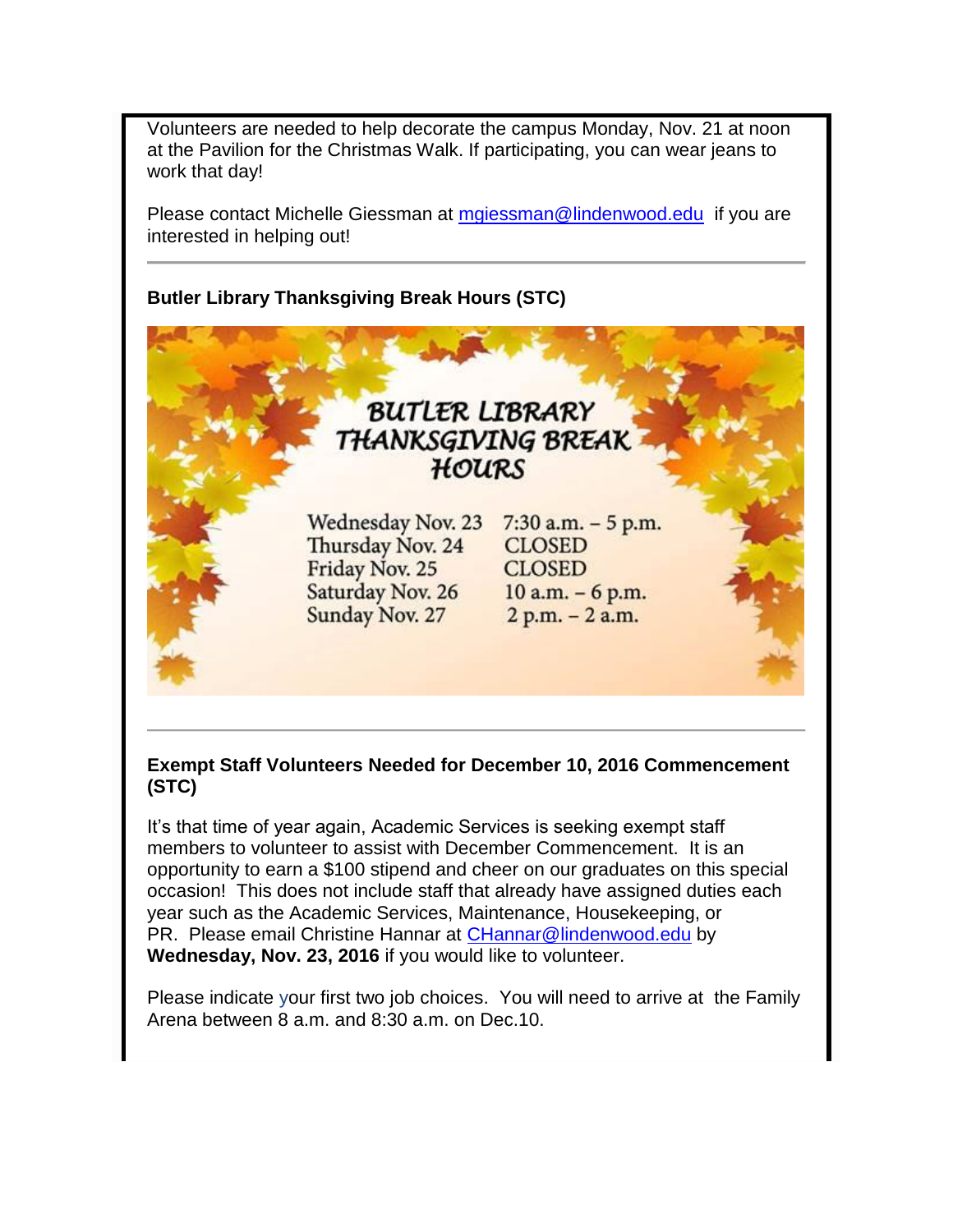Volunteers are needed to help decorate the campus Monday, Nov. 21 at noon at the Pavilion for the Christmas Walk. If participating, you can wear jeans to work that day!

Please contact Michelle Giessman at mgiessman@lindenwood.edu if you are interested in helping out!

---

**Butler Library Thanksgiving Break Hours (STC)**

BUTLER LIBRARY THANKSGIVING BREAK HOURS

| | |
|---|---|
| Wednesday Nov. 23 | 7:30 a.m. – 5 p.m. |
| Thursday Nov. 24 | CLOSED |
| Friday Nov. 25 | CLOSED |
| Saturday Nov. 26 | 10 a.m. – 6 p.m. |
| Sunday Nov. 27 | 2 p.m. – 2 a.m. |

---

**Exempt Staff Volunteers Needed for December 10, 2016 Commencement (STC)**

It's that time of year again, Academic Services is seeking exempt staff members to volunteer to assist with December Commencement. It is an opportunity to earn a $100 stipend and cheer on our graduates on this special occasion! This does not include staff that already have assigned duties each year such as the Academic Services, Maintenance, Housekeeping, or PR. Please email Christine Hannar at CHannar@lindenwood.edu by **Wednesday, Nov. 23, 2016** if you would like to volunteer.

Please indicate your first two job choices. You will need to arrive at the Family Arena between 8 a.m. and 8:30 a.m. on Dec.10.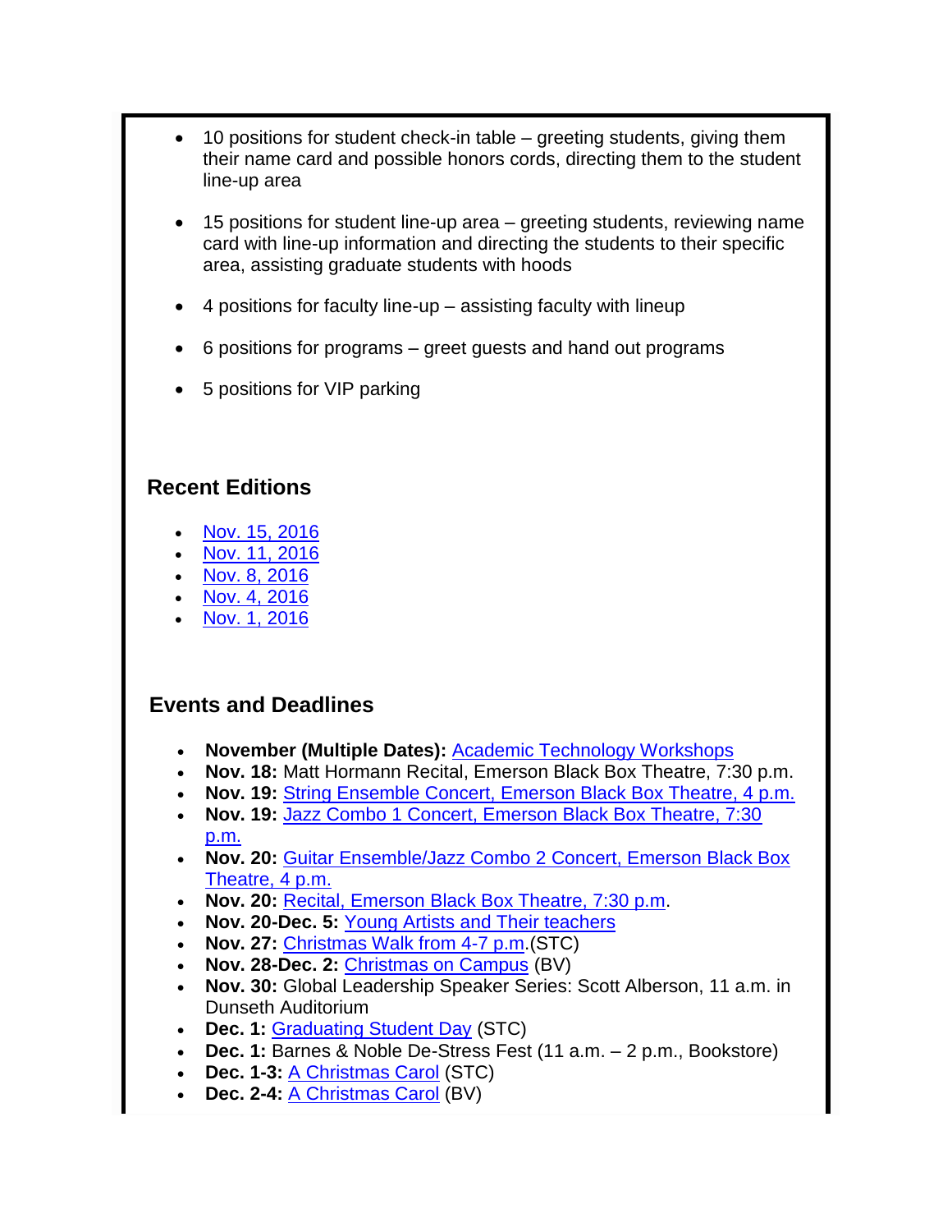- 10 positions for student check-in table – greeting students, giving them their name card and possible honors cords, directing them to the student line-up area
- 15 positions for student line-up area – greeting students, reviewing name card with line-up information and directing the students to their specific area, assisting graduate students with hoods
- 4 positions for faculty line-up – assisting faculty with lineup
- 6 positions for programs – greet guests and hand out programs
- 5 positions for VIP parking

## Recent Editions

- Nov. 15, 2016
- Nov. 11, 2016
- Nov. 8, 2016
- Nov. 4, 2016
- Nov. 1, 2016

## Events and Deadlines

- **November (Multiple Dates):** Academic Technology Workshops
- **Nov. 18:** Matt Hormann Recital, Emerson Black Box Theatre, 7:30 p.m.
- **Nov. 19:** String Ensemble Concert, Emerson Black Box Theatre, 4 p.m.
- **Nov. 19:** Jazz Combo 1 Concert, Emerson Black Box Theatre, 7:30 p.m.
- **Nov. 20:** Guitar Ensemble/Jazz Combo 2 Concert, Emerson Black Box Theatre, 4 p.m.
- **Nov. 20:** Recital, Emerson Black Box Theatre, 7:30 p.m.
- **Nov. 20-Dec. 5:** Young Artists and Their teachers
- **Nov. 27:** Christmas Walk from 4-7 p.m.(STC)
- **Nov. 28-Dec. 2:** Christmas on Campus (BV)
- **Nov. 30:** Global Leadership Speaker Series: Scott Alberson, 11 a.m. in Dunseth Auditorium
- **Dec. 1:** Graduating Student Day (STC)
- **Dec. 1:** Barnes & Noble De-Stress Fest (11 a.m. – 2 p.m., Bookstore)
- **Dec. 1-3:** A Christmas Carol (STC)
- **Dec. 2-4:** A Christmas Carol (BV)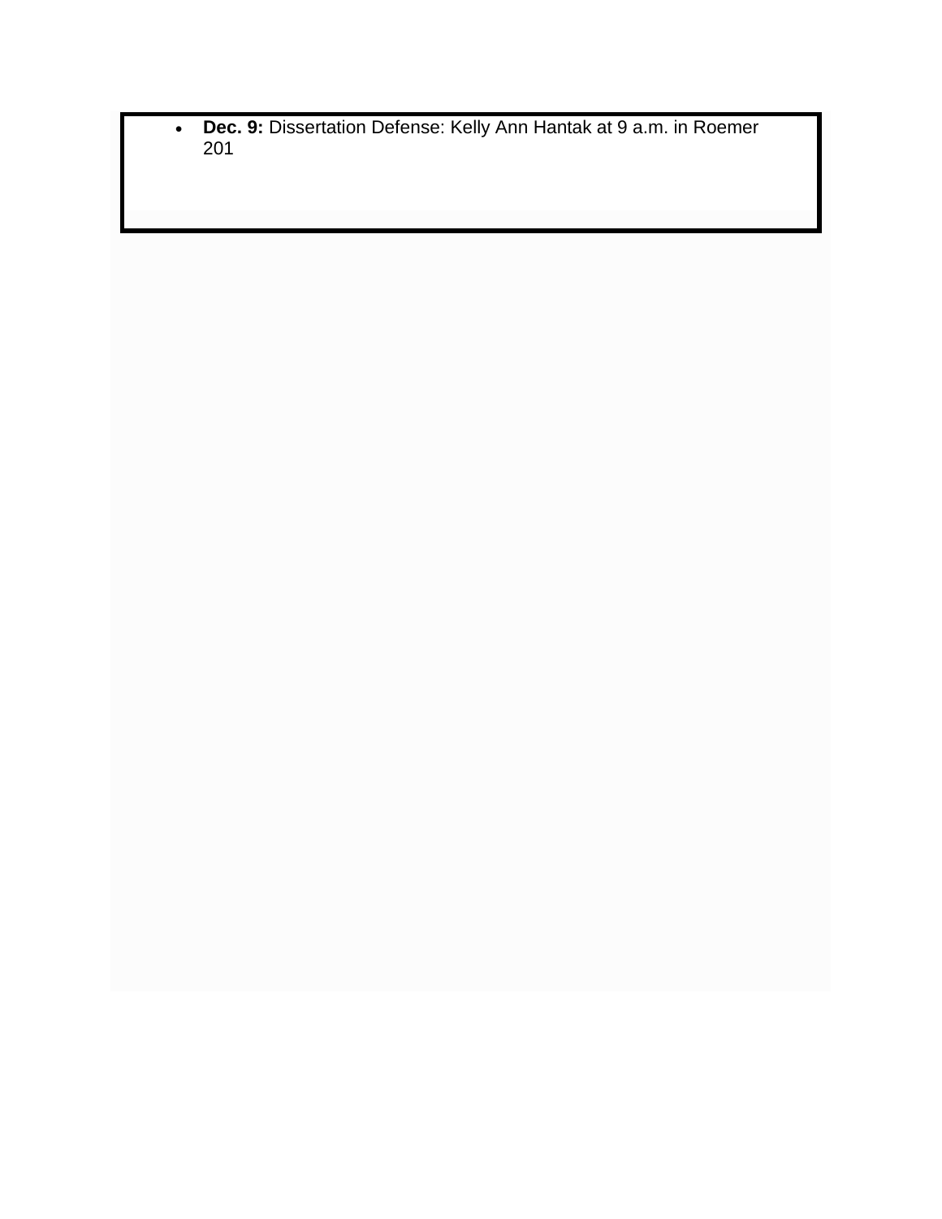- **Dec. 9:** Dissertation Defense: Kelly Ann Hantak at 9 a.m. in Roemer 201